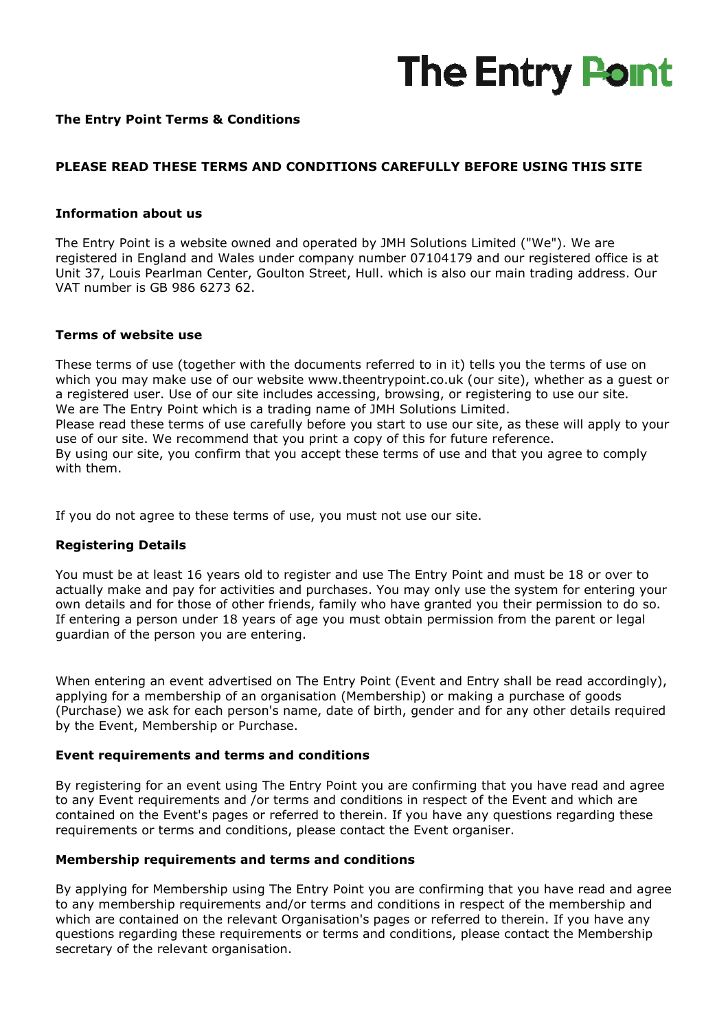The Entry Point

**The Entry Point Terms & Conditions**

**PLEASE READ THESE TERMS AND CONDITIONS CAREFULLY BEFORE USING THIS SITE**

**Information about us**

The Entry Point is a website owned and operated by JMH Solutions Limited ("We"). We are registered in England and Wales under company number 07104179 and our registered office is at Unit 37, Louis Pearlman Center, Goulton Street, Hull. which is also our main trading address. Our VAT number is GB 986 6273 62.

**Terms of website use**

These terms of use (together with the documents referred to in it) tells you the terms of use on which you may make use of our website www.theentrypoint.co.uk (our site), whether as a guest or a registered user. Use of our site includes accessing, browsing, or registering to use our site.
We are The Entry Point which is a trading name of JMH Solutions Limited.
Please read these terms of use carefully before you start to use our site, as these will apply to your use of our site. We recommend that you print a copy of this for future reference.
By using our site, you confirm that you accept these terms of use and that you agree to comply with them.

If you do not agree to these terms of use, you must not use our site.

**Registering Details**

You must be at least 16 years old to register and use The Entry Point and must be 18 or over to actually make and pay for activities and purchases. You may only use the system for entering your own details and for those of other friends, family who have granted you their permission to do so. If entering a person under 18 years of age you must obtain permission from the parent or legal guardian of the person you are entering.

When entering an event advertised on The Entry Point (Event and Entry shall be read accordingly), applying for a membership of an organisation (Membership) or making a purchase of goods (Purchase) we ask for each person's name, date of birth, gender and for any other details required by the Event, Membership or Purchase.

**Event requirements and terms and conditions**

By registering for an event using The Entry Point you are confirming that you have read and agree to any Event requirements and /or terms and conditions in respect of the Event and which are contained on the Event's pages or referred to therein. If you have any questions regarding these requirements or terms and conditions, please contact the Event organiser.

**Membership requirements and terms and conditions**

By applying for Membership using The Entry Point you are confirming that you have read and agree to any membership requirements and/or terms and conditions in respect of the membership and which are contained on the relevant Organisation's pages or referred to therein. If you have any questions regarding these requirements or terms and conditions, please contact the Membership secretary of the relevant organisation.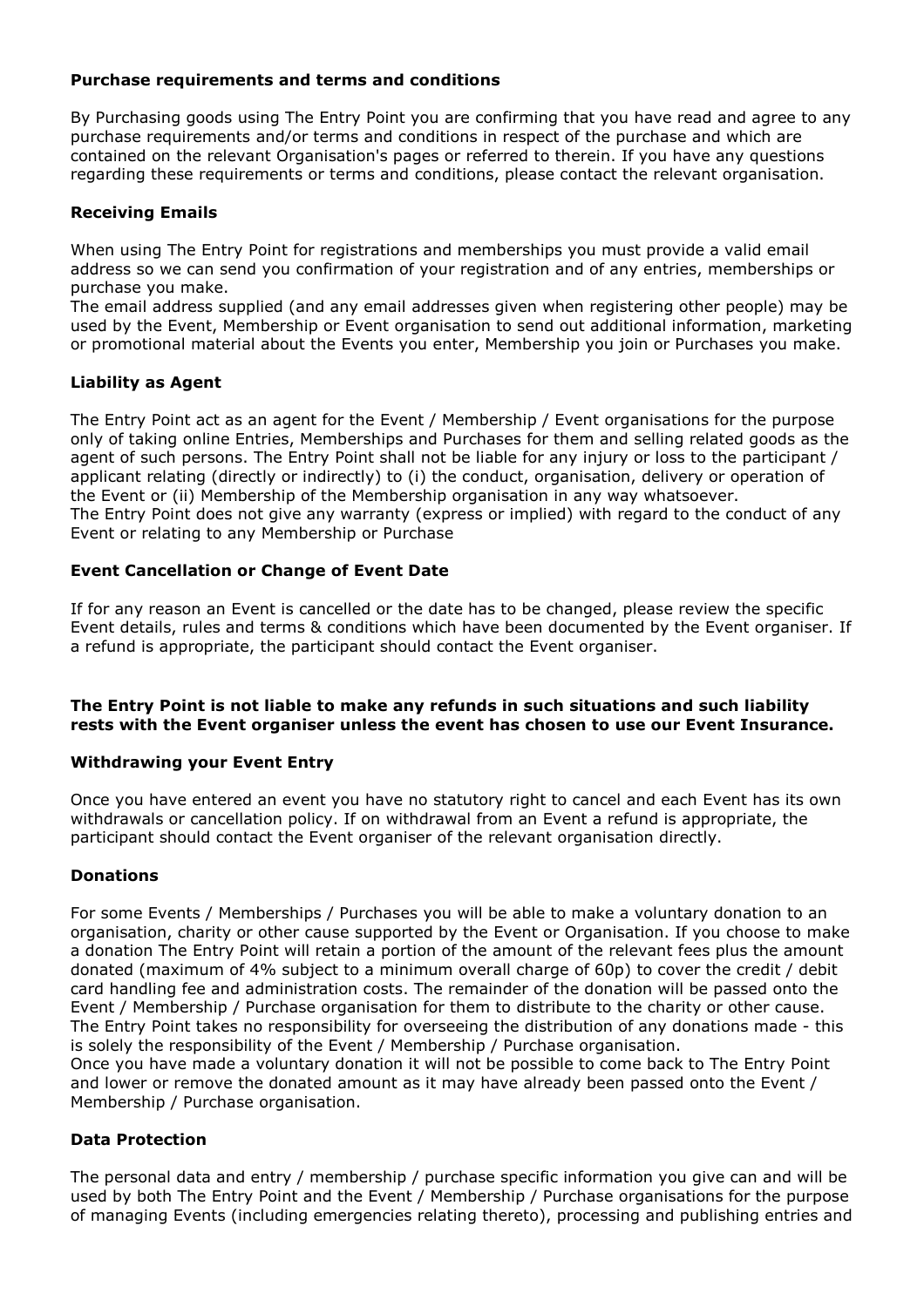### Purchase requirements and terms and conditions

By Purchasing goods using The Entry Point you are confirming that you have read and agree to any purchase requirements and/or terms and conditions in respect of the purchase and which are contained on the relevant Organisation's pages or referred to therein. If you have any questions regarding these requirements or terms and conditions, please contact the relevant organisation.

### Receiving Emails

When using The Entry Point for registrations and memberships you must provide a valid email address so we can send you confirmation of your registration and of any entries, memberships or purchase you make.
The email address supplied (and any email addresses given when registering other people) may be used by the Event, Membership or Event organisation to send out additional information, marketing or promotional material about the Events you enter, Membership you join or Purchases you make.

### Liability as Agent

The Entry Point act as an agent for the Event / Membership / Event organisations for the purpose only of taking online Entries, Memberships and Purchases for them and selling related goods as the agent of such persons. The Entry Point shall not be liable for any injury or loss to the participant / applicant relating (directly or indirectly) to (i) the conduct, organisation, delivery or operation of the Event or (ii) Membership of the Membership organisation in any way whatsoever.
The Entry Point does not give any warranty (express or implied) with regard to the conduct of any Event or relating to any Membership or Purchase

### Event Cancellation or Change of Event Date

If for any reason an Event is cancelled or the date has to be changed, please review the specific Event details, rules and terms & conditions which have been documented by the Event organiser. If a refund is appropriate, the participant should contact the Event organiser.

**The Entry Point is not liable to make any refunds in such situations and such liability rests with the Event organiser unless the event has chosen to use our Event Insurance.**

### Withdrawing your Event Entry

Once you have entered an event you have no statutory right to cancel and each Event has its own withdrawals or cancellation policy. If on withdrawal from an Event a refund is appropriate, the participant should contact the Event organiser of the relevant organisation directly.

### Donations

For some Events / Memberships / Purchases you will be able to make a voluntary donation to an organisation, charity or other cause supported by the Event or Organisation. If you choose to make a donation The Entry Point will retain a portion of the amount of the relevant fees plus the amount donated (maximum of 4% subject to a minimum overall charge of 60p) to cover the credit / debit card handling fee and administration costs. The remainder of the donation will be passed onto the Event / Membership / Purchase organisation for them to distribute to the charity or other cause. The Entry Point takes no responsibility for overseeing the distribution of any donations made - this is solely the responsibility of the Event / Membership / Purchase organisation.
Once you have made a voluntary donation it will not be possible to come back to The Entry Point and lower or remove the donated amount as it may have already been passed onto the Event / Membership / Purchase organisation.

### Data Protection

The personal data and entry / membership / purchase specific information you give can and will be used by both The Entry Point and the Event / Membership / Purchase organisations for the purpose of managing Events (including emergencies relating thereto), processing and publishing entries and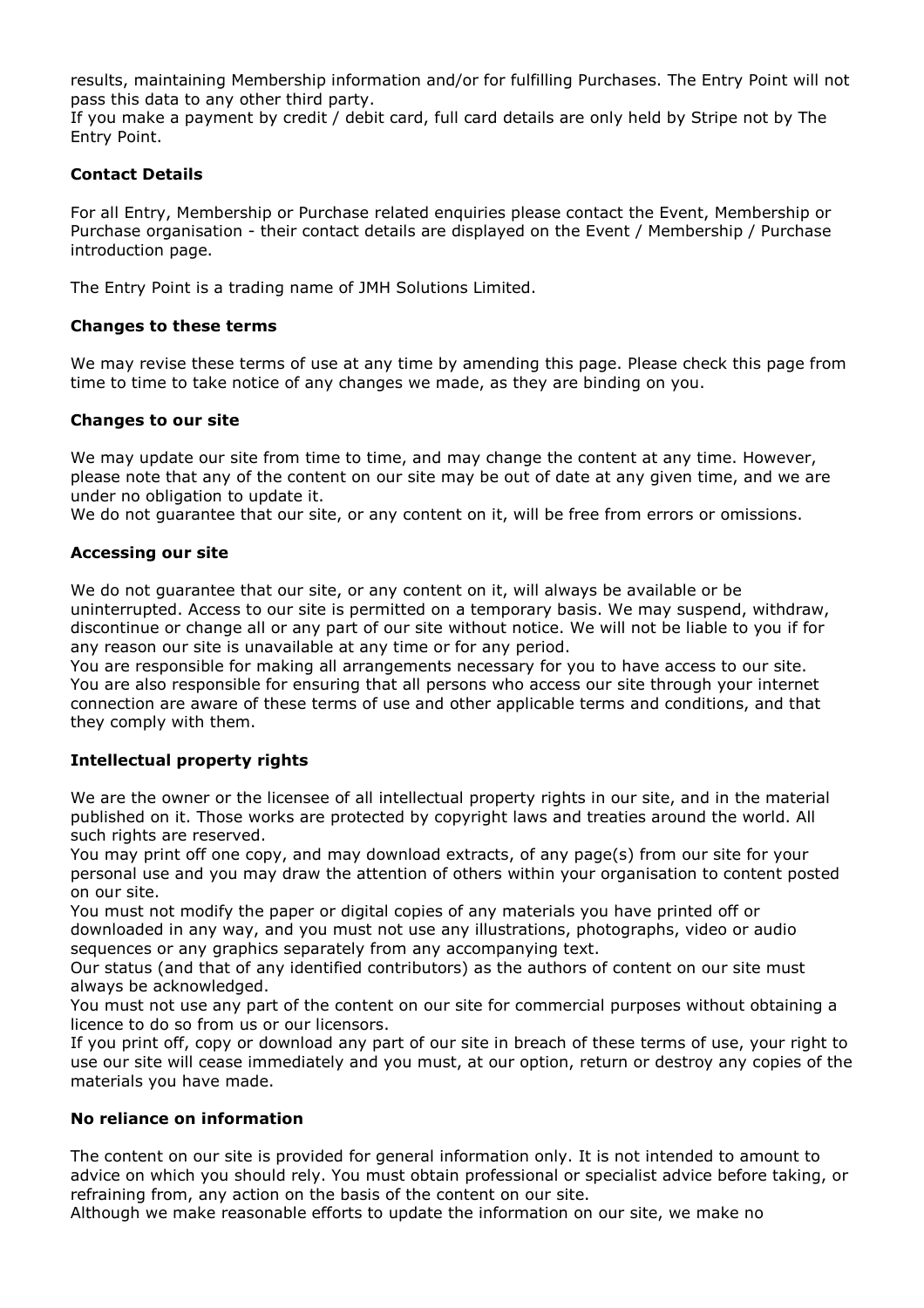results, maintaining Membership information and/or for fulfilling Purchases. The Entry Point will not pass this data to any other third party.
If you make a payment by credit / debit card, full card details are only held by Stripe not by The Entry Point.

**Contact Details**

For all Entry, Membership or Purchase related enquiries please contact the Event, Membership or Purchase organisation - their contact details are displayed on the Event / Membership / Purchase introduction page.

The Entry Point is a trading name of JMH Solutions Limited.

**Changes to these terms**

We may revise these terms of use at any time by amending this page. Please check this page from time to time to take notice of any changes we made, as they are binding on you.

**Changes to our site**

We may update our site from time to time, and may change the content at any time. However, please note that any of the content on our site may be out of date at any given time, and we are under no obligation to update it.
We do not guarantee that our site, or any content on it, will be free from errors or omissions.

**Accessing our site**

We do not guarantee that our site, or any content on it, will always be available or be uninterrupted. Access to our site is permitted on a temporary basis. We may suspend, withdraw, discontinue or change all or any part of our site without notice. We will not be liable to you if for any reason our site is unavailable at any time or for any period.
You are responsible for making all arrangements necessary for you to have access to our site.
You are also responsible for ensuring that all persons who access our site through your internet connection are aware of these terms of use and other applicable terms and conditions, and that they comply with them.

**Intellectual property rights**

We are the owner or the licensee of all intellectual property rights in our site, and in the material published on it. Those works are protected by copyright laws and treaties around the world. All such rights are reserved.
You may print off one copy, and may download extracts, of any page(s) from our site for your personal use and you may draw the attention of others within your organisation to content posted on our site.
You must not modify the paper or digital copies of any materials you have printed off or downloaded in any way, and you must not use any illustrations, photographs, video or audio sequences or any graphics separately from any accompanying text.
Our status (and that of any identified contributors) as the authors of content on our site must always be acknowledged.
You must not use any part of the content on our site for commercial purposes without obtaining a licence to do so from us or our licensors.
If you print off, copy or download any part of our site in breach of these terms of use, your right to use our site will cease immediately and you must, at our option, return or destroy any copies of the materials you have made.

**No reliance on information**

The content on our site is provided for general information only. It is not intended to amount to advice on which you should rely. You must obtain professional or specialist advice before taking, or refraining from, any action on the basis of the content on our site.
Although we make reasonable efforts to update the information on our site, we make no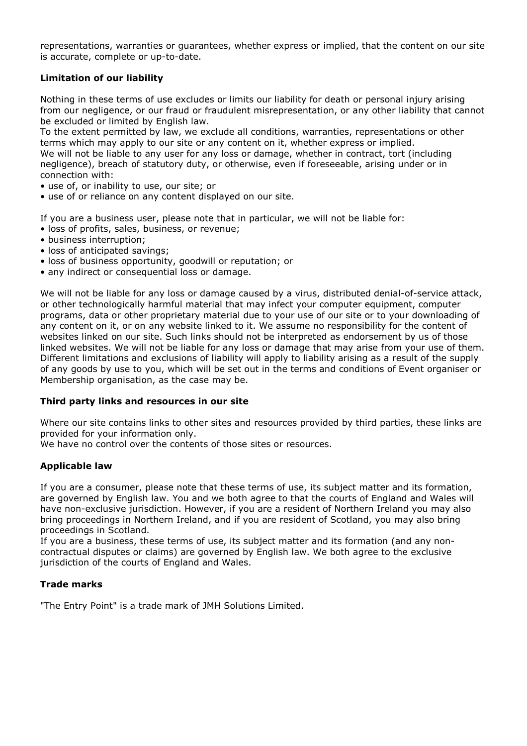representations, warranties or guarantees, whether express or implied, that the content on our site is accurate, complete or up-to-date.

**Limitation of our liability**

Nothing in these terms of use excludes or limits our liability for death or personal injury arising from our negligence, or our fraud or fraudulent misrepresentation, or any other liability that cannot be excluded or limited by English law.
To the extent permitted by law, we exclude all conditions, warranties, representations or other terms which may apply to our site or any content on it, whether express or implied.
We will not be liable to any user for any loss or damage, whether in contract, tort (including negligence), breach of statutory duty, or otherwise, even if foreseeable, arising under or in connection with:

- use of, or inability to use, our site; or
- use of or reliance on any content displayed on our site.

If you are a business user, please note that in particular, we will not be liable for:

- loss of profits, sales, business, or revenue;
- business interruption;
- loss of anticipated savings;
- loss of business opportunity, goodwill or reputation; or
- any indirect or consequential loss or damage.

We will not be liable for any loss or damage caused by a virus, distributed denial-of-service attack, or other technologically harmful material that may infect your computer equipment, computer programs, data or other proprietary material due to your use of our site or to your downloading of any content on it, or on any website linked to it. We assume no responsibility for the content of websites linked on our site. Such links should not be interpreted as endorsement by us of those linked websites. We will not be liable for any loss or damage that may arise from your use of them. Different limitations and exclusions of liability will apply to liability arising as a result of the supply of any goods by use to you, which will be set out in the terms and conditions of Event organiser or Membership organisation, as the case may be.

**Third party links and resources in our site**

Where our site contains links to other sites and resources provided by third parties, these links are provided for your information only.
We have no control over the contents of those sites or resources.

**Applicable law**

If you are a consumer, please note that these terms of use, its subject matter and its formation, are governed by English law. You and we both agree to that the courts of England and Wales will have non-exclusive jurisdiction. However, if you are a resident of Northern Ireland you may also bring proceedings in Northern Ireland, and if you are resident of Scotland, you may also bring proceedings in Scotland.
If you are a business, these terms of use, its subject matter and its formation (and any non-contractual disputes or claims) are governed by English law. We both agree to the exclusive jurisdiction of the courts of England and Wales.

**Trade marks**

"The Entry Point" is a trade mark of JMH Solutions Limited.